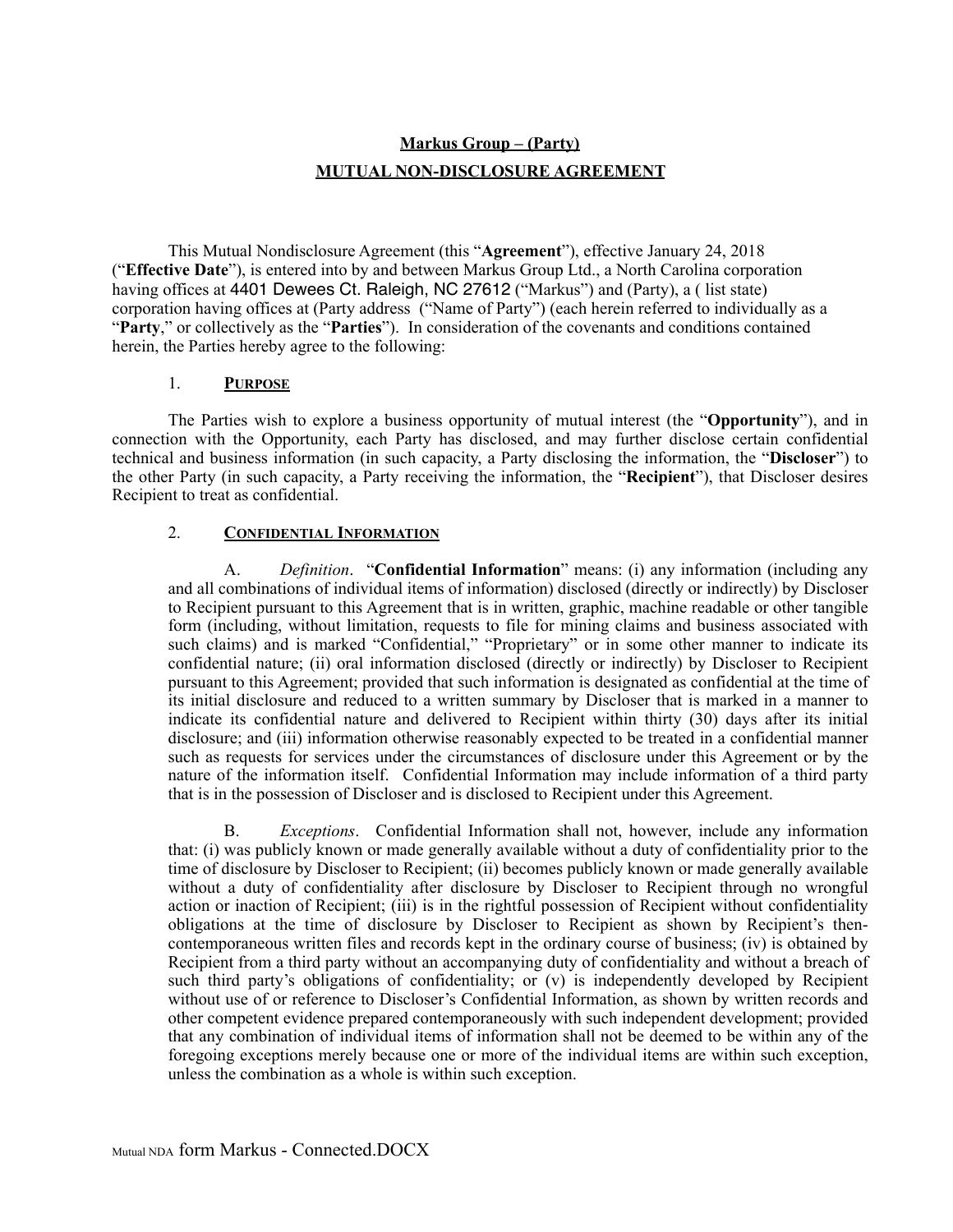**Markus Group – (Party)**

**MUTUAL NON-DISCLOSURE AGREEMENT**

This Mutual Nondisclosure Agreement (this "**Agreement**"), effective January 24, 2018 ("**Effective Date**"), is entered into by and between Markus Group Ltd., a North Carolina corporation having offices at 4401 Dewees Ct. Raleigh, NC 27612 ("Markus") and (Party), a ( list state) corporation having offices at (Party address ("Name of Party") (each herein referred to individually as a "**Party**," or collectively as the "**Parties**"). In consideration of the covenants and conditions contained herein, the Parties hereby agree to the following:

## 1. PURPOSE

The Parties wish to explore a business opportunity of mutual interest (the "**Opportunity**"), and in connection with the Opportunity, each Party has disclosed, and may further disclose certain confidential technical and business information (in such capacity, a Party disclosing the information, the "**Discloser**") to the other Party (in such capacity, a Party receiving the information, the "**Recipient**"), that Discloser desires Recipient to treat as confidential.

## 2. CONFIDENTIAL INFORMATION

A. *Definition*. "**Confidential Information**" means: (i) any information (including any and all combinations of individual items of information) disclosed (directly or indirectly) by Discloser to Recipient pursuant to this Agreement that is in written, graphic, machine readable or other tangible form (including, without limitation, requests to file for mining claims and business associated with such claims) and is marked "Confidential," "Proprietary" or in some other manner to indicate its confidential nature; (ii) oral information disclosed (directly or indirectly) by Discloser to Recipient pursuant to this Agreement; provided that such information is designated as confidential at the time of its initial disclosure and reduced to a written summary by Discloser that is marked in a manner to indicate its confidential nature and delivered to Recipient within thirty (30) days after its initial disclosure; and (iii) information otherwise reasonably expected to be treated in a confidential manner such as requests for services under the circumstances of disclosure under this Agreement or by the nature of the information itself. Confidential Information may include information of a third party that is in the possession of Discloser and is disclosed to Recipient under this Agreement.

B. *Exceptions*. Confidential Information shall not, however, include any information that: (i) was publicly known or made generally available without a duty of confidentiality prior to the time of disclosure by Discloser to Recipient; (ii) becomes publicly known or made generally available without a duty of confidentiality after disclosure by Discloser to Recipient through no wrongful action or inaction of Recipient; (iii) is in the rightful possession of Recipient without confidentiality obligations at the time of disclosure by Discloser to Recipient as shown by Recipient's then-contemporaneous written files and records kept in the ordinary course of business; (iv) is obtained by Recipient from a third party without an accompanying duty of confidentiality and without a breach of such third party's obligations of confidentiality; or (v) is independently developed by Recipient without use of or reference to Discloser's Confidential Information, as shown by written records and other competent evidence prepared contemporaneously with such independent development; provided that any combination of individual items of information shall not be deemed to be within any of the foregoing exceptions merely because one or more of the individual items are within such exception, unless the combination as a whole is within such exception.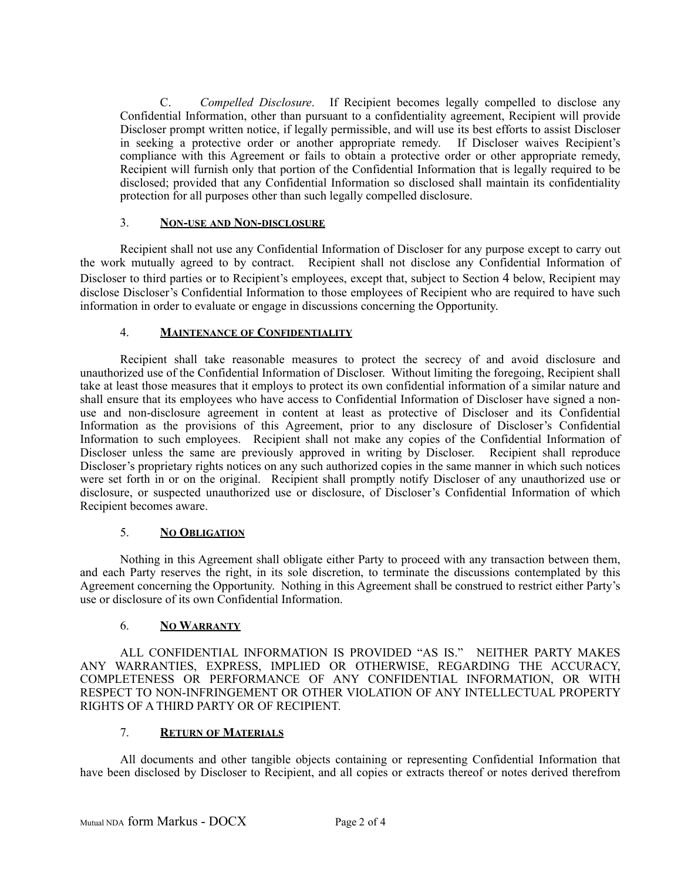C. *Compelled Disclosure*. If Recipient becomes legally compelled to disclose any Confidential Information, other than pursuant to a confidentiality agreement, Recipient will provide Discloser prompt written notice, if legally permissible, and will use its best efforts to assist Discloser in seeking a protective order or another appropriate remedy. If Discloser waives Recipient's compliance with this Agreement or fails to obtain a protective order or other appropriate remedy, Recipient will furnish only that portion of the Confidential Information that is legally required to be disclosed; provided that any Confidential Information so disclosed shall maintain its confidentiality protection for all purposes other than such legally compelled disclosure.

## 3. **NON-USE AND NON-DISCLOSURE**

Recipient shall not use any Confidential Information of Discloser for any purpose except to carry out the work mutually agreed to by contract. Recipient shall not disclose any Confidential Information of Discloser to third parties or to Recipient's employees, except that, subject to Section 4 below, Recipient may disclose Discloser's Confidential Information to those employees of Recipient who are required to have such information in order to evaluate or engage in discussions concerning the Opportunity.

## 4. **MAINTENANCE OF CONFIDENTIALITY**

Recipient shall take reasonable measures to protect the secrecy of and avoid disclosure and unauthorized use of the Confidential Information of Discloser. Without limiting the foregoing, Recipient shall take at least those measures that it employs to protect its own confidential information of a similar nature and shall ensure that its employees who have access to Confidential Information of Discloser have signed a non-use and non-disclosure agreement in content at least as protective of Discloser and its Confidential Information as the provisions of this Agreement, prior to any disclosure of Discloser's Confidential Information to such employees. Recipient shall not make any copies of the Confidential Information of Discloser unless the same are previously approved in writing by Discloser. Recipient shall reproduce Discloser's proprietary rights notices on any such authorized copies in the same manner in which such notices were set forth in or on the original. Recipient shall promptly notify Discloser of any unauthorized use or disclosure, or suspected unauthorized use or disclosure, of Discloser's Confidential Information of which Recipient becomes aware.

## 5. **NO OBLIGATION**

Nothing in this Agreement shall obligate either Party to proceed with any transaction between them, and each Party reserves the right, in its sole discretion, to terminate the discussions contemplated by this Agreement concerning the Opportunity. Nothing in this Agreement shall be construed to restrict either Party's use or disclosure of its own Confidential Information.

## 6. **NO WARRANTY**

ALL CONFIDENTIAL INFORMATION IS PROVIDED "AS IS." NEITHER PARTY MAKES ANY WARRANTIES, EXPRESS, IMPLIED OR OTHERWISE, REGARDING THE ACCURACY, COMPLETENESS OR PERFORMANCE OF ANY CONFIDENTIAL INFORMATION, OR WITH RESPECT TO NON-INFRINGEMENT OR OTHER VIOLATION OF ANY INTELLECTUAL PROPERTY RIGHTS OF A THIRD PARTY OR OF RECIPIENT.

## 7. **RETURN OF MATERIALS**

All documents and other tangible objects containing or representing Confidential Information that have been disclosed by Discloser to Recipient, and all copies or extracts thereof or notes derived therefrom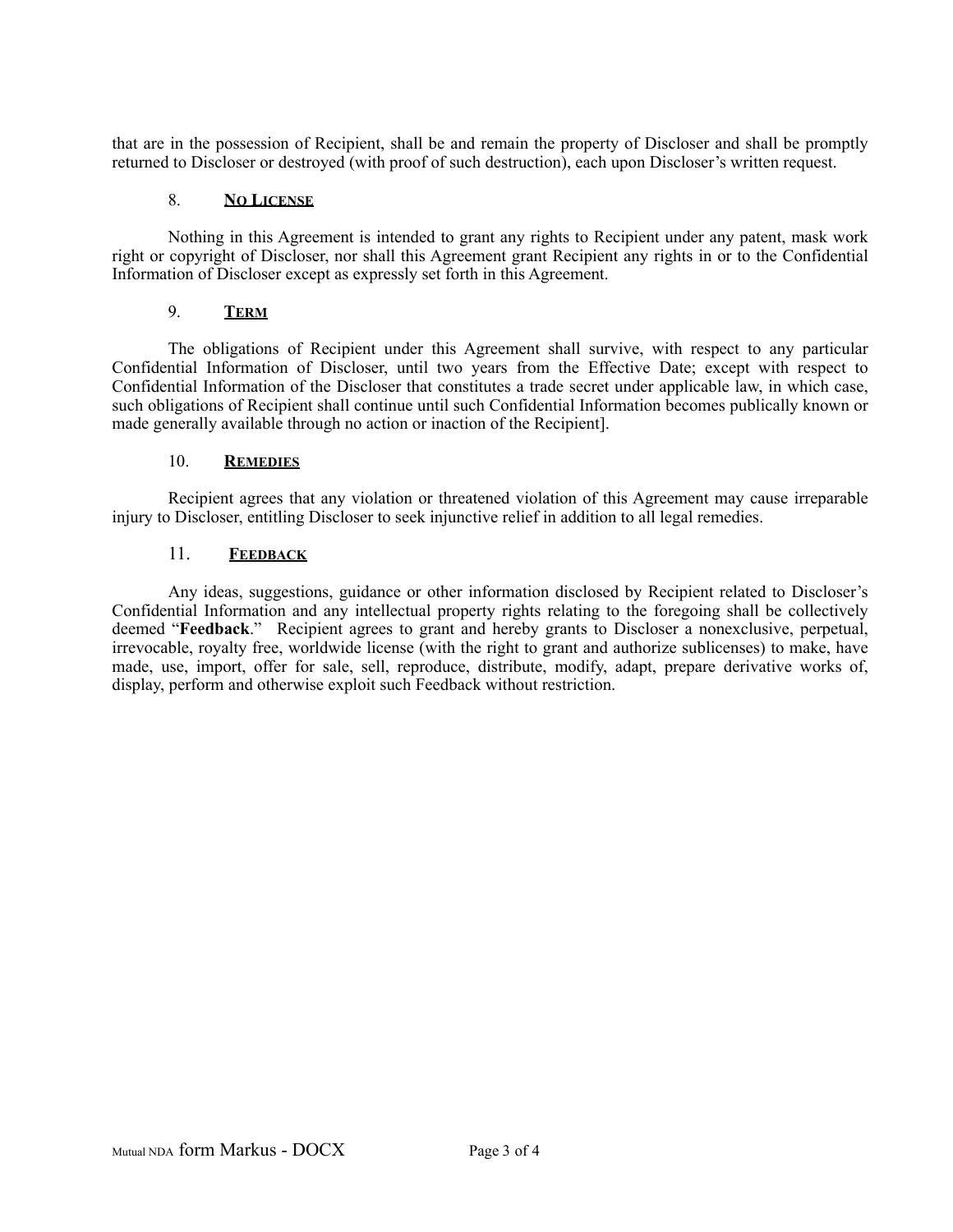that are in the possession of Recipient, shall be and remain the property of Discloser and shall be promptly returned to Discloser or destroyed (with proof of such destruction), each upon Discloser's written request.

## 8. **No License**

Nothing in this Agreement is intended to grant any rights to Recipient under any patent, mask work right or copyright of Discloser, nor shall this Agreement grant Recipient any rights in or to the Confidential Information of Discloser except as expressly set forth in this Agreement.

## 9. **Term**

The obligations of Recipient under this Agreement shall survive, with respect to any particular Confidential Information of Discloser, until two years from the Effective Date; except with respect to Confidential Information of the Discloser that constitutes a trade secret under applicable law, in which case, such obligations of Recipient shall continue until such Confidential Information becomes publically known or made generally available through no action or inaction of the Recipient].

## 10. **Remedies**

Recipient agrees that any violation or threatened violation of this Agreement may cause irreparable injury to Discloser, entitling Discloser to seek injunctive relief in addition to all legal remedies.

## 11. **Feedback**

Any ideas, suggestions, guidance or other information disclosed by Recipient related to Discloser's Confidential Information and any intellectual property rights relating to the foregoing shall be collectively deemed "**Feedback**." Recipient agrees to grant and hereby grants to Discloser a nonexclusive, perpetual, irrevocable, royalty free, worldwide license (with the right to grant and authorize sublicenses) to make, have made, use, import, offer for sale, sell, reproduce, distribute, modify, adapt, prepare derivative works of, display, perform and otherwise exploit such Feedback without restriction.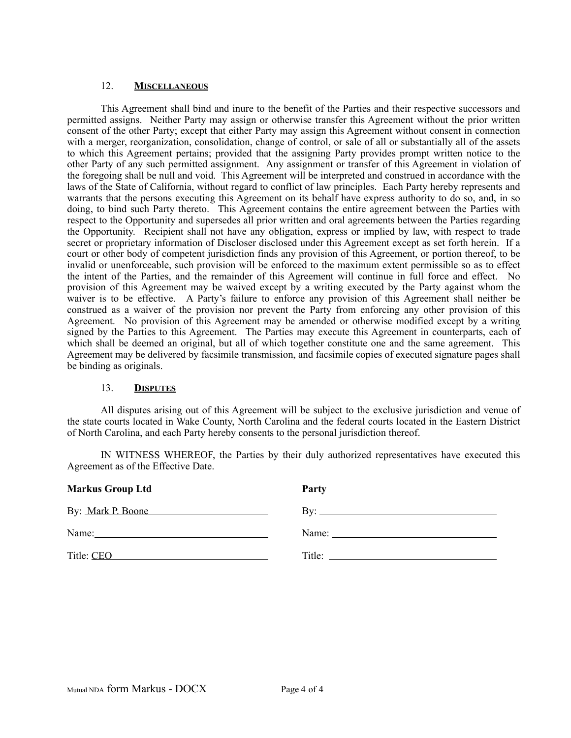## 12. **MISCELLANEOUS**

This Agreement shall bind and inure to the benefit of the Parties and their respective successors and permitted assigns. Neither Party may assign or otherwise transfer this Agreement without the prior written consent of the other Party; except that either Party may assign this Agreement without consent in connection with a merger, reorganization, consolidation, change of control, or sale of all or substantially all of the assets to which this Agreement pertains; provided that the assigning Party provides prompt written notice to the other Party of any such permitted assignment. Any assignment or transfer of this Agreement in violation of the foregoing shall be null and void. This Agreement will be interpreted and construed in accordance with the laws of the State of California, without regard to conflict of law principles. Each Party hereby represents and warrants that the persons executing this Agreement on its behalf have express authority to do so, and, in so doing, to bind such Party thereto. This Agreement contains the entire agreement between the Parties with respect to the Opportunity and supersedes all prior written and oral agreements between the Parties regarding the Opportunity. Recipient shall not have any obligation, express or implied by law, with respect to trade secret or proprietary information of Discloser disclosed under this Agreement except as set forth herein. If a court or other body of competent jurisdiction finds any provision of this Agreement, or portion thereof, to be invalid or unenforceable, such provision will be enforced to the maximum extent permissible so as to effect the intent of the Parties, and the remainder of this Agreement will continue in full force and effect. No provision of this Agreement may be waived except by a writing executed by the Party against whom the waiver is to be effective. A Party's failure to enforce any provision of this Agreement shall neither be construed as a waiver of the provision nor prevent the Party from enforcing any other provision of this Agreement. No provision of this Agreement may be amended or otherwise modified except by a writing signed by the Parties to this Agreement. The Parties may execute this Agreement in counterparts, each of which shall be deemed an original, but all of which together constitute one and the same agreement. This Agreement may be delivered by facsimile transmission, and facsimile copies of executed signature pages shall be binding as originals.

## 13. **DISPUTES**

All disputes arising out of this Agreement will be subject to the exclusive jurisdiction and venue of the state courts located in Wake County, North Carolina and the federal courts located in the Eastern District of North Carolina, and each Party hereby consents to the personal jurisdiction thereof.

IN WITNESS WHEREOF, the Parties by their duly authorized representatives have executed this Agreement as of the Effective Date.

| **Markus Group Ltd** | **Party** |
|---|---|
| By: Mark P. Boone | By: ______________________ |
| Name: ______________________ | Name: ______________________ |
| Title: CEO | Title: ______________________ |